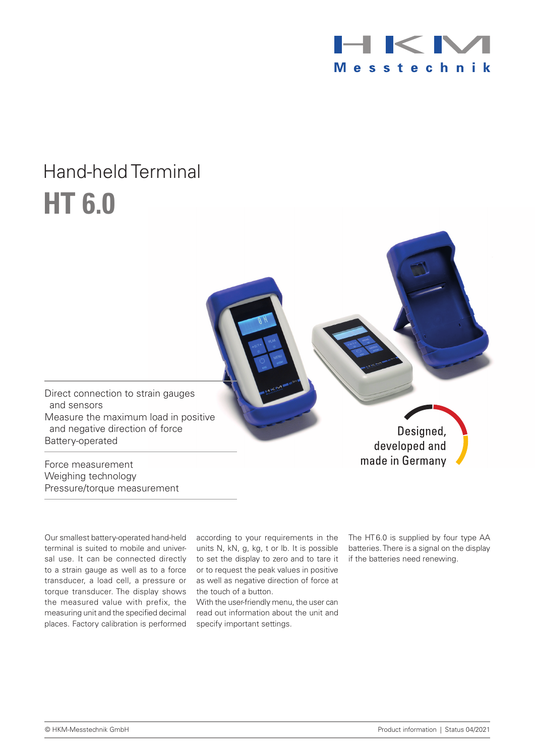HKM Messtechnik

# Hand-held Terminal

# HT 6.0

- Direct connection to strain gauges and sensors
- Measure the maximum load in positive and negative direction of force
- Battery-operated

- Force measurement
- Weighing technology
- Pressure/torque measurement

Designed, developed and made in Germany

Our smallest battery-operated hand-held terminal is suited to mobile and universal use. It can be connected directly to a strain gauge as well as to a force transducer, a load cell, a pressure or torque transducer. The display shows the measured value with prefix, the measuring unit and the specified decimal places. Factory calibration is performed according to your requirements in the units N, kN, g, kg, t or lb. It is possible to set the display to zero and to tare it or to request the peak values in positive as well as negative direction of force at the touch of a button.

With the user-friendly menu, the user can read out information about the unit and specify important settings.

The HT 6.0 is supplied by four type AA batteries. There is a signal on the display if the batteries need renewing.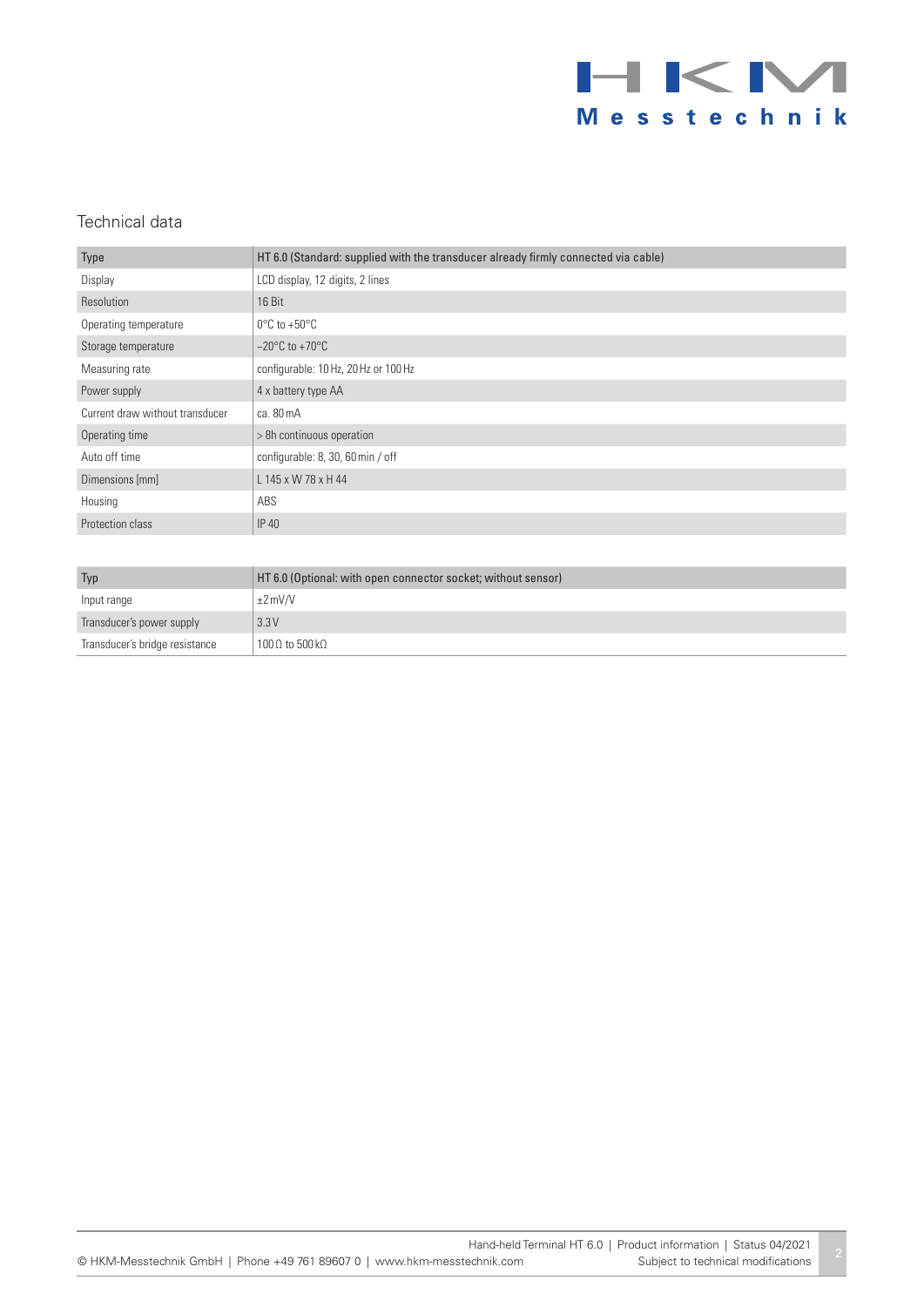## Technical data

| Type | HT 6.0 (Standard: supplied with the transducer already firmly connected via cable) |
|---|---|
| Display | LCD display, 12 digits, 2 lines |
| Resolution | 16 Bit |
| Operating temperature | 0°C to +50°C |
| Storage temperature | −20°C to +70°C |
| Measuring rate | configurable: 10 Hz, 20 Hz or 100 Hz |
| Power supply | 4 x battery type AA |
| Current draw without transducer | ca. 80 mA |
| Operating time | > 8h continuous operation |
| Auto off time | configurable: 8, 30, 60 min / off |
| Dimensions [mm] | L 145 x W 78 x H 44 |
| Housing | ABS |
| Protection class | IP 40 |

| Typ | HT 6.0 (Optional: with open connector socket; without sensor) |
|---|---|
| Input range | ±2 mV/V |
| Transducer's power supply | 3.3 V |
| Transducer's bridge resistance | 100 Ω to 500 kΩ |